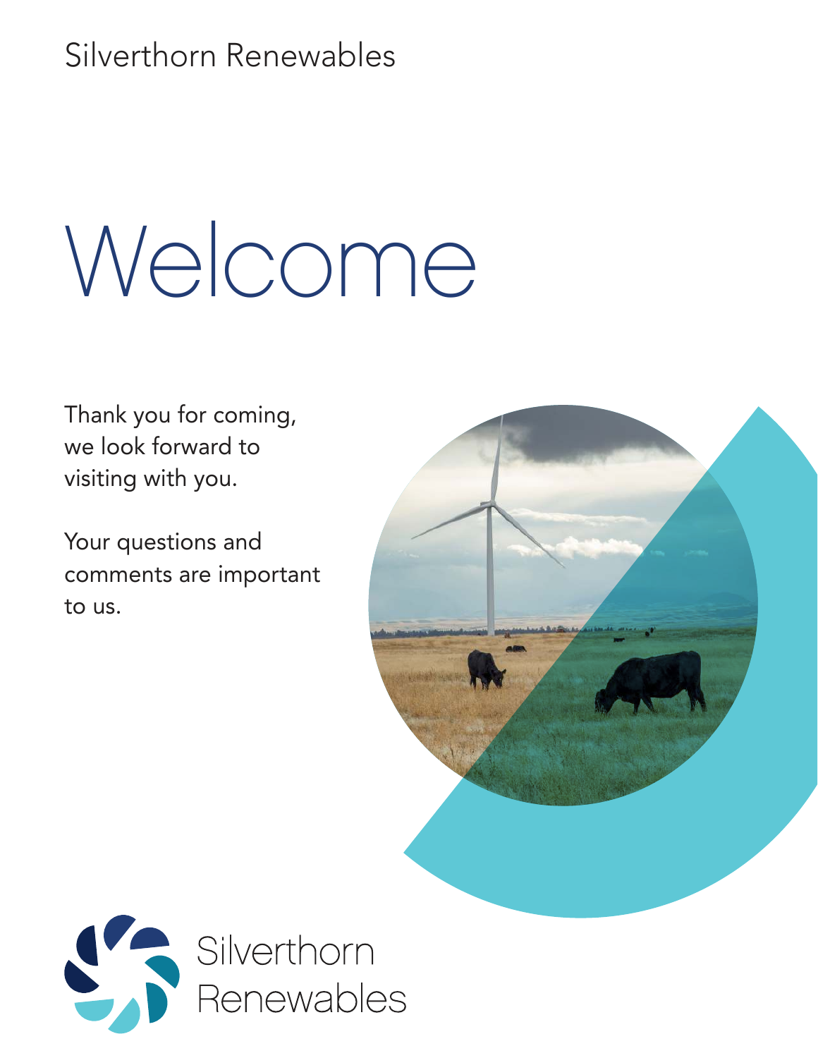Silverthorn Renewables

# Welcome

Thank you for coming, we look forward to visiting with you.

Your questions and comments are important to us.

Silverthorn Renewables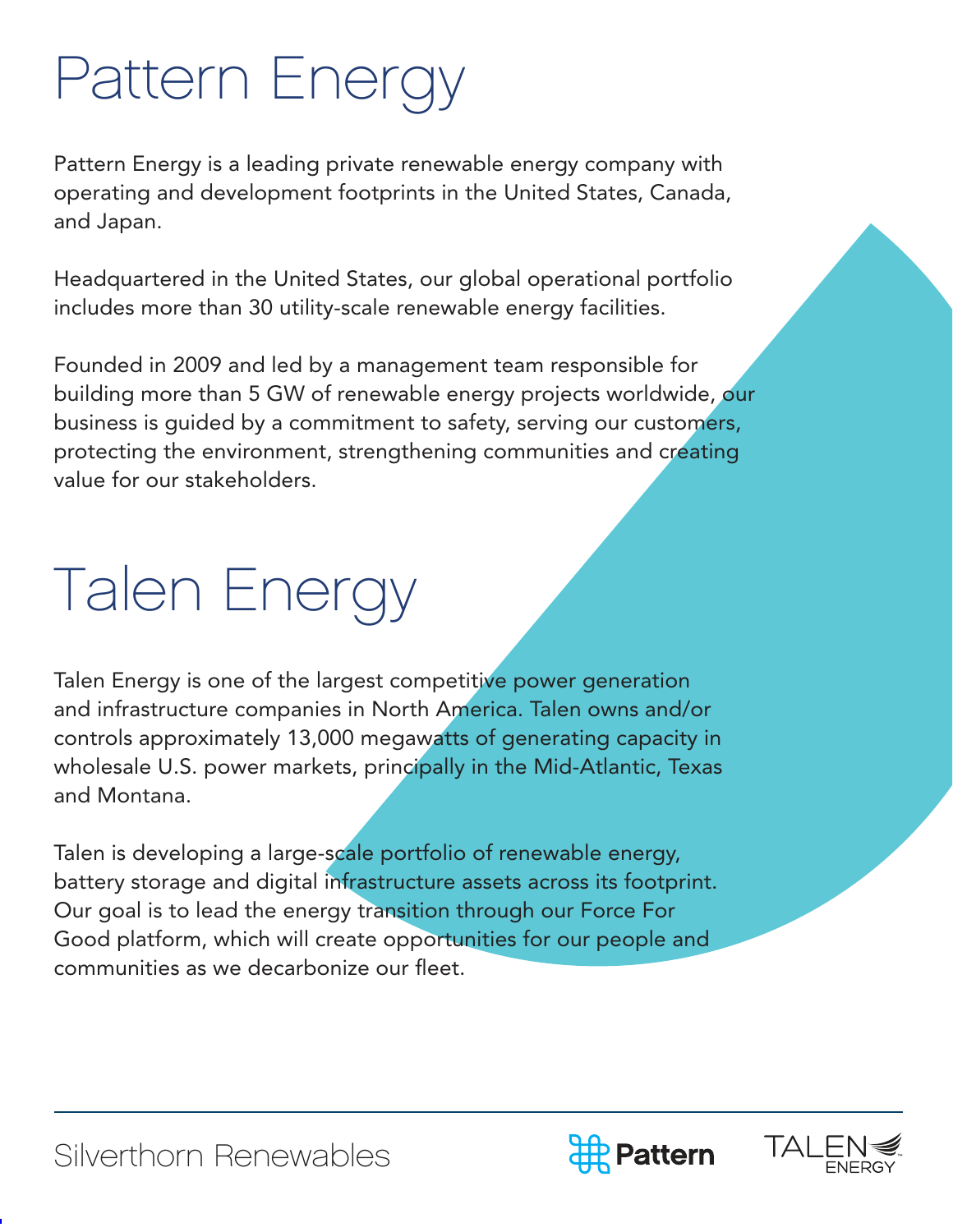# Pattern Energy

Pattern Energy is a leading private renewable energy company with operating and development footprints in the United States, Canada, and Japan.

Headquartered in the United States, our global operational portfolio includes more than 30 utility-scale renewable energy facilities.

Founded in 2009 and led by a management team responsible for building more than 5 GW of renewable energy projects worldwide, our business is guided by a commitment to safety, serving our customers, protecting the environment, strengthening communities and creating value for our stakeholders.

# Talen Energy

Talen Energy is one of the largest competitive power generation and infrastructure companies in North America. Talen owns and/or controls approximately 13,000 megawatts of generating capacity in wholesale U.S. power markets, principally in the Mid-Atlantic, Texas and Montana.

Talen is developing a large-scale portfolio of renewable energy, battery storage and digital infrastructure assets across its footprint. Our goal is to lead the energy transition through our Force For Good platform, which will create opportunities for our people and communities as we decarbonize our fleet.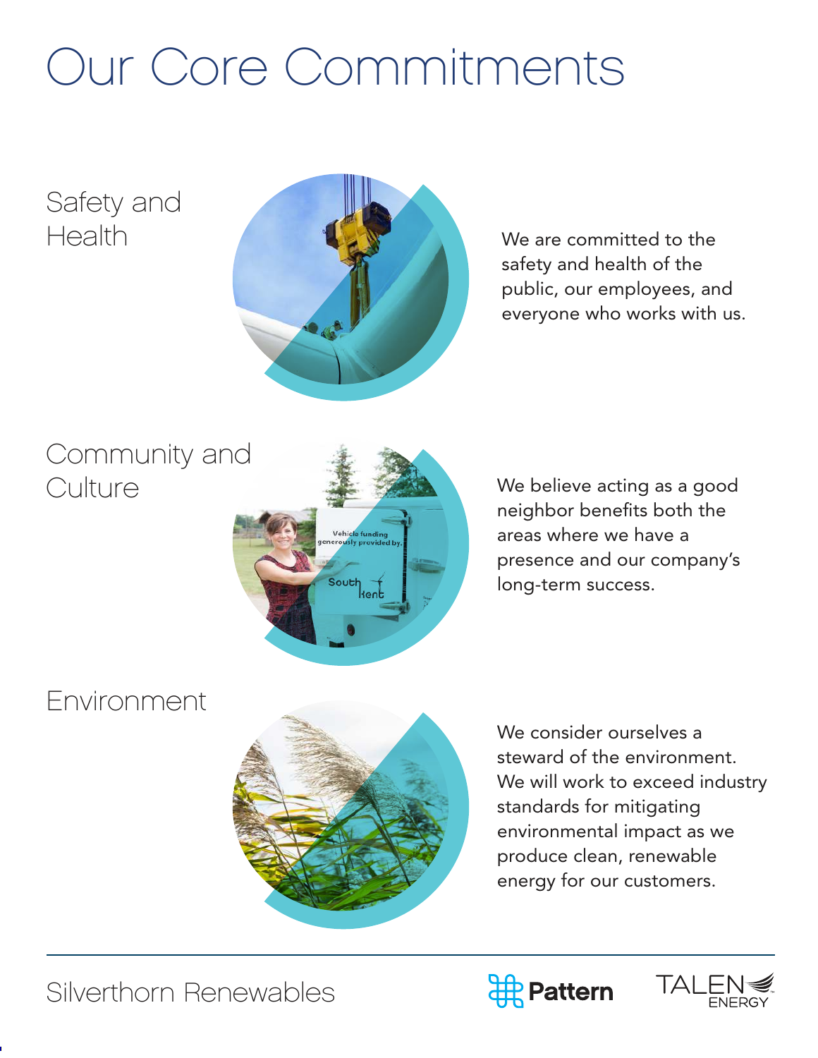# Our Core Commitments

## Safety and Health

We are committed to the safety and health of the public, our employees, and everyone who works with us.

## Community and Culture

We believe acting as a good neighbor benefits both the areas where we have a presence and our company's long-term success.

## Environment

We consider ourselves a steward of the environment. We will work to exceed industry standards for mitigating environmental impact as we produce clean, renewable energy for our customers.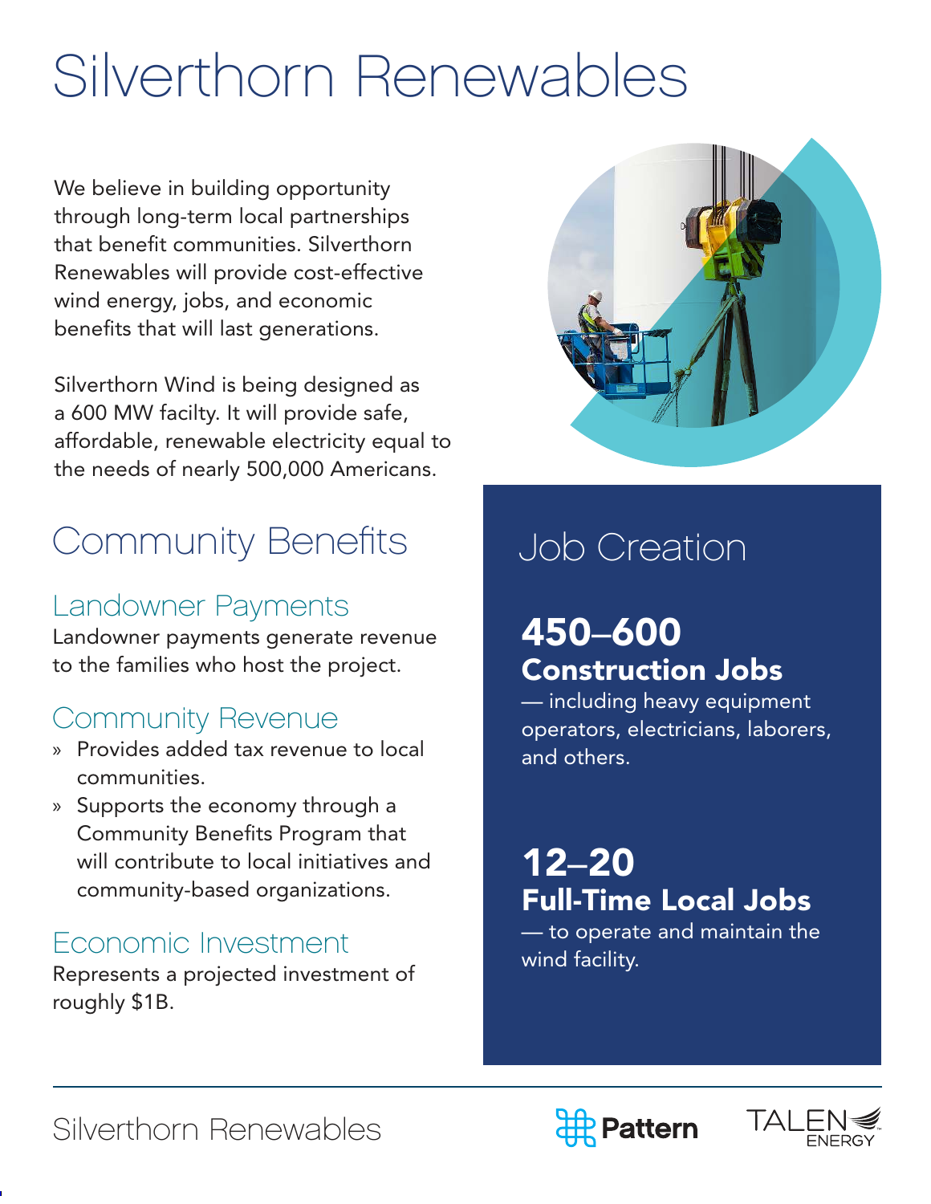# Silverthorn Renewables

We believe in building opportunity through long-term local partnerships that benefit communities. Silverthorn Renewables will provide cost-effective wind energy, jobs, and economic benefits that will last generations.

Silverthorn Wind is being designed as a 600 MW facilty. It will provide safe, affordable, renewable electricity equal to the needs of nearly 500,000 Americans.

## Community Benefits

### Landowner Payments

Landowner payments generate revenue to the families who host the project.

### Community Revenue

- Provides added tax revenue to local communities.
- Supports the economy through a Community Benefits Program that will contribute to local initiatives and community-based organizations.

### Economic Investment

Represents a projected investment of roughly $1B.

## Job Creation

**450–600**
**Construction Jobs**
— including heavy equipment operators, electricians, laborers, and others.

**12–20**
**Full-Time Local Jobs**
— to operate and maintain the wind facility.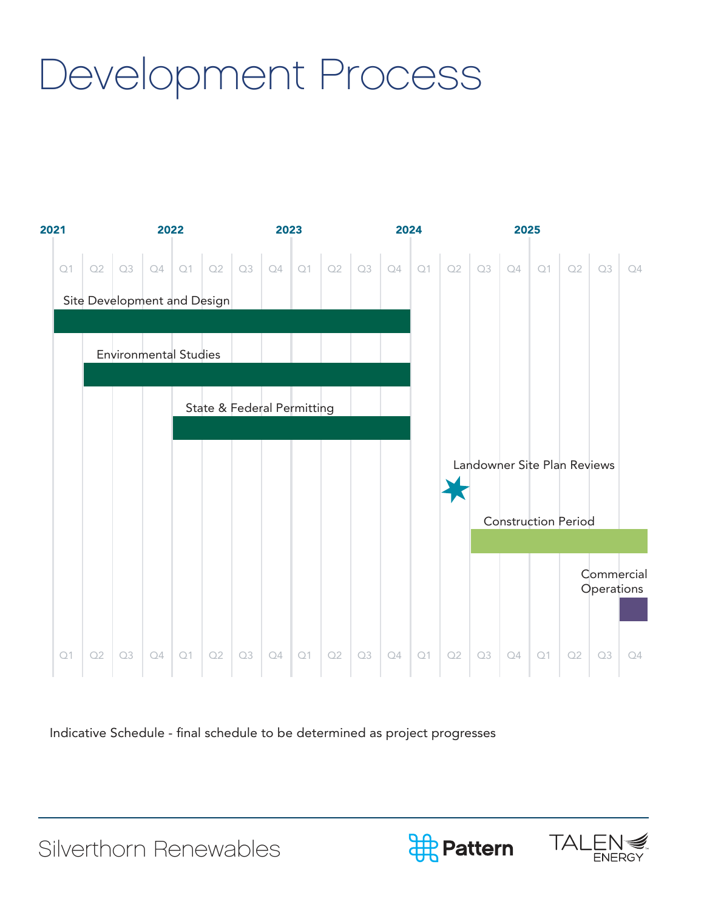# Development Process

| Activity | 2021 Q1 | Q2 | Q3 | Q4 | 2022 Q1 | Q2 | Q3 | Q4 | 2023 Q1 | Q2 | Q3 | Q4 | 2024 Q1 | Q2 | Q3 | Q4 | 2025 Q1 | Q2 | Q3 | Q4 |
|---|---|---|---|---|---|---|---|---|---|---|---|---|---|---|---|---|---|---|---|---|
| Site Development and Design | ■ | ■ | ■ | ■ | ■ | ■ | ■ | ■ | ■ | ■ | ■ | ■ | | | | | | | | |
| Environmental Studies | | ■ | ■ | ■ | ■ | ■ | ■ | ■ | ■ | ■ | ■ | ■ | | | | | | | | |
| State & Federal Permitting | | | | | ■ | ■ | ■ | ■ | ■ | ■ | ■ | ■ | | | | | | | | |
| Landowner Site Plan Reviews | | | | | | | | | | | | | | ★ | | | | | | |
| Construction Period | | | | | | | | | | | | | | | ■ | ■ | ■ | ■ | ■ | ■ |
| Commercial Operations | | | | | | | | | | | | | | | | | | | | ■ |

Indicative Schedule - final schedule to be determined as project progresses

Silverthorn Renewables

Pattern

TALEN ENERGY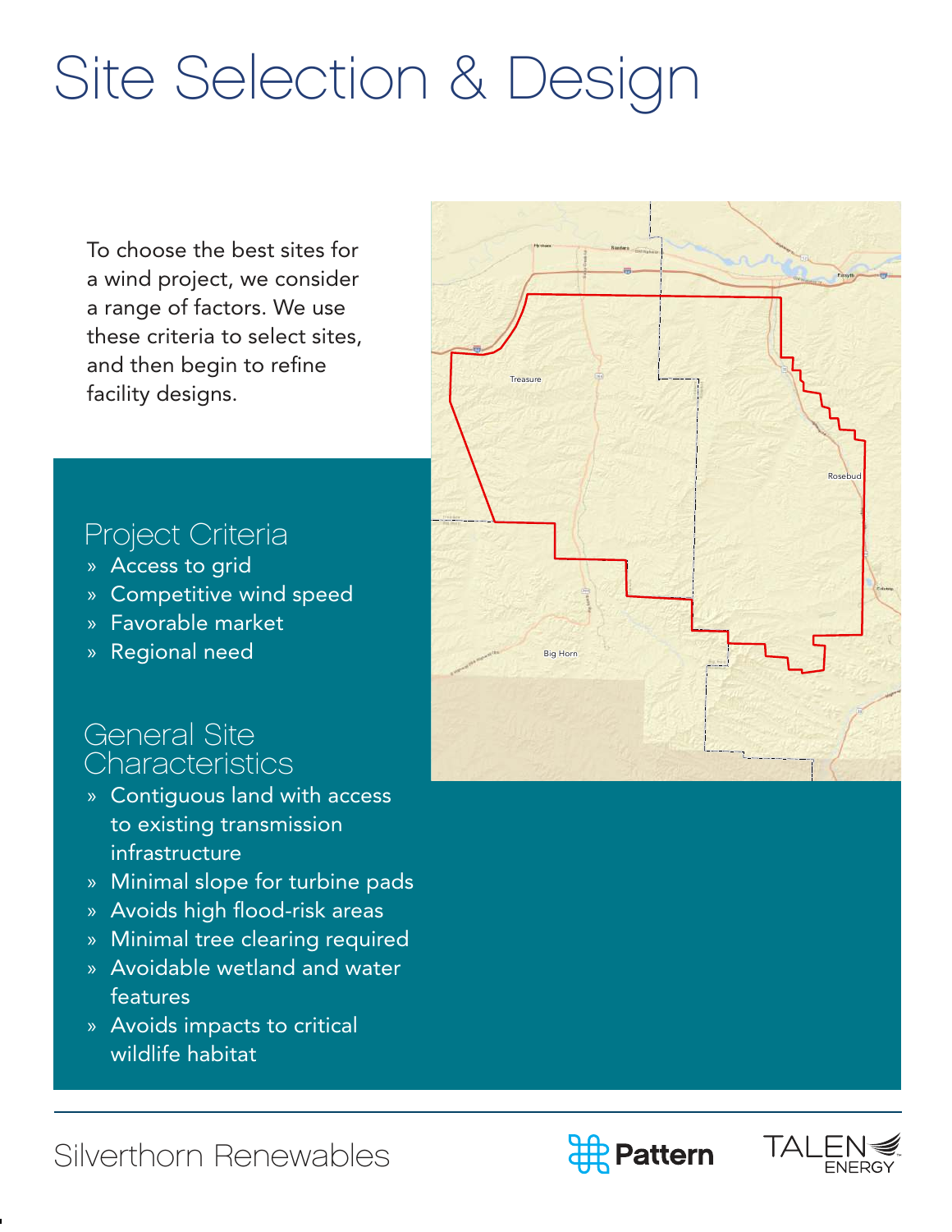# Site Selection & Design

To choose the best sites for a wind project, we consider a range of factors. We use these criteria to select sites, and then begin to refine facility designs.

## Project Criteria

- Access to grid
- Competitive wind speed
- Favorable market
- Regional need

## General Site Characteristics

- Contiguous land with access to existing transmission infrastructure
- Minimal slope for turbine pads
- Avoids high flood-risk areas
- Minimal tree clearing required
- Avoidable wetland and water features
- Avoids impacts to critical wildlife habitat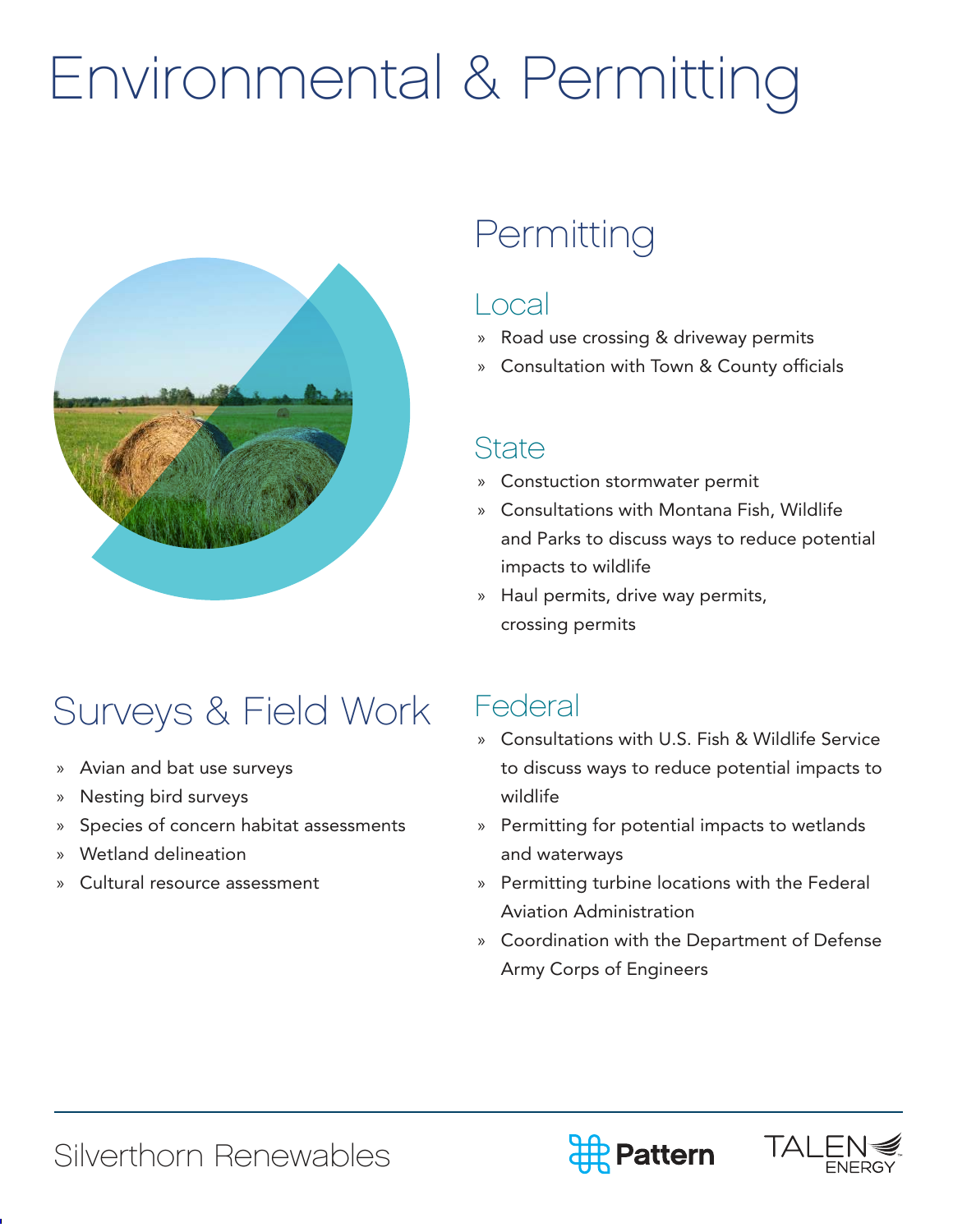# Environmental & Permitting

## Permitting

### Local

- Road use crossing & driveway permits
- Consultation with Town & County officials

### State

- Constuction stormwater permit
- Consultations with Montana Fish, Wildlife and Parks to discuss ways to reduce potential impacts to wildlife
- Haul permits, drive way permits, crossing permits

### Federal

- Consultations with U.S. Fish & Wildlife Service to discuss ways to reduce potential impacts to wildlife
- Permitting for potential impacts to wetlands and waterways
- Permitting turbine locations with the Federal Aviation Administration
- Coordination with the Department of Defense Army Corps of Engineers

## Surveys & Field Work

- Avian and bat use surveys
- Nesting bird surveys
- Species of concern habitat assessments
- Wetland delineation
- Cultural resource assessment

Silverthorn Renewables

Pattern

TALEN ENERGY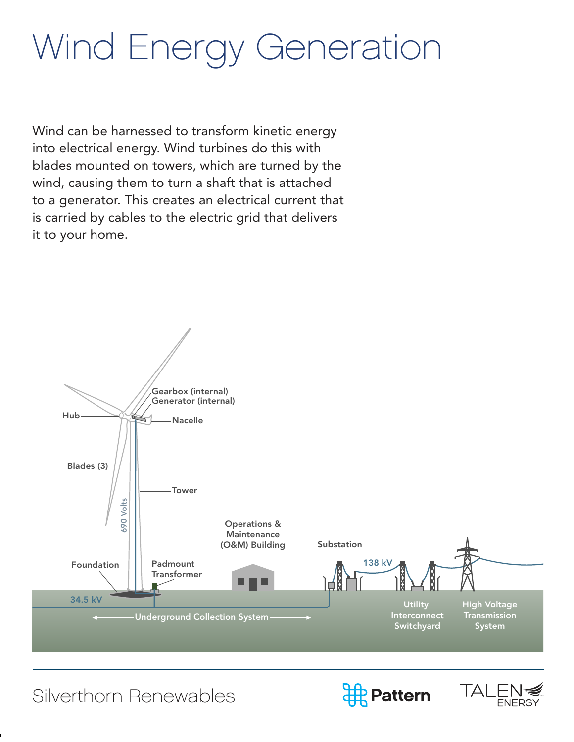# Wind Energy Generation

Wind can be harnessed to transform kinetic energy into electrical energy. Wind turbines do this with blades mounted on towers, which are turned by the wind, causing them to turn a shaft that is attached to a generator. This creates an electrical current that is carried by cables to the electric grid that delivers it to your home.

Gearbox (internal)
Generator (internal)
Hub
Nacelle
Blades (3)
Tower
690 Volts
Operations & Maintenance (O&M) Building
Substation
138 kV
Foundation
Padmount Transformer
34.5 kV
Underground Collection System
Utility Interconnect Switchyard
High Voltage Transmission System

Silverthorn Renewables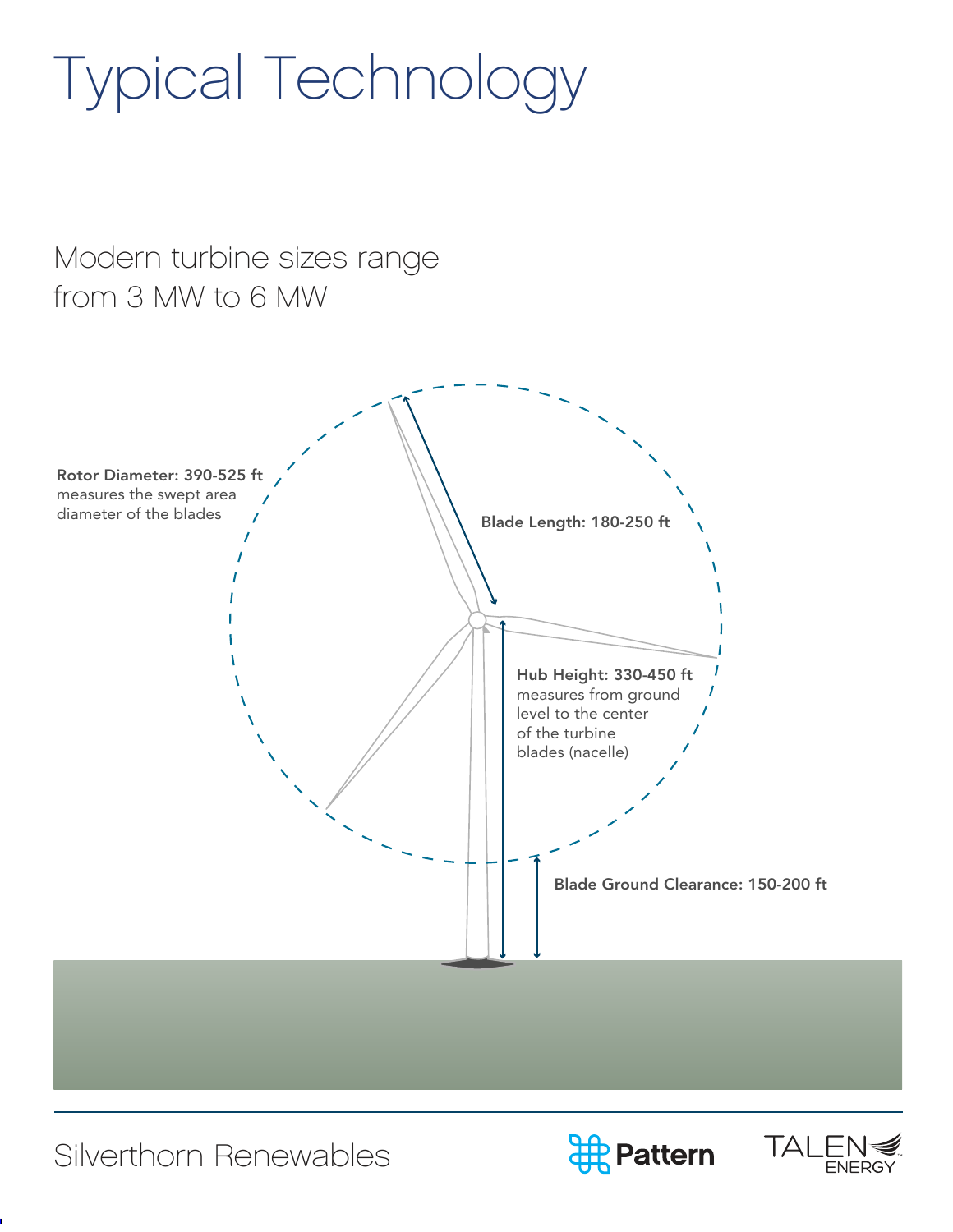# Typical Technology

## Modern turbine sizes range from 3 MW to 6 MW

**Rotor Diameter: 390-525 ft**
measures the swept area diameter of the blades

**Blade Length: 180-250 ft**

**Hub Height: 330-450 ft**
measures from ground level to the center of the turbine blades (nacelle)

**Blade Ground Clearance: 150-200 ft**

Silverthorn Renewables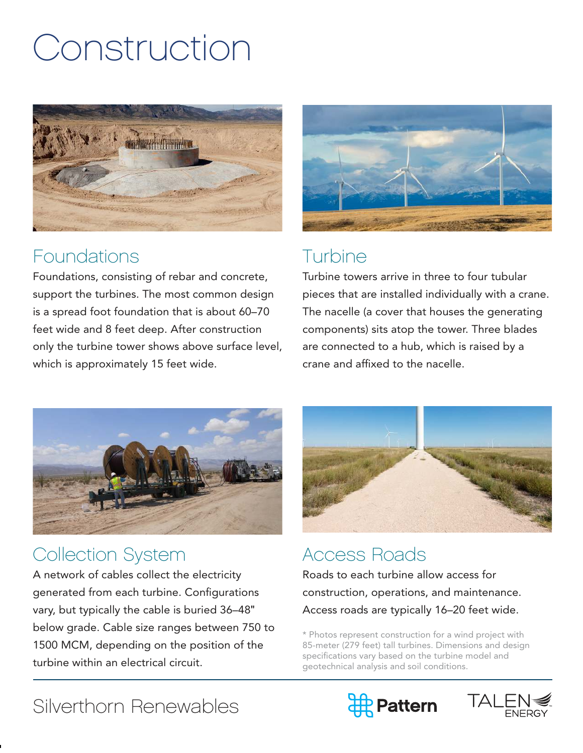# Construction

## Foundations

Foundations, consisting of rebar and concrete, support the turbines. The most common design is a spread foot foundation that is about 60–70 feet wide and 8 feet deep. After construction only the turbine tower shows above surface level, which is approximately 15 feet wide.

## Turbine

Turbine towers arrive in three to four tubular pieces that are installed individually with a crane. The nacelle (a cover that houses the generating components) sits atop the tower. Three blades are connected to a hub, which is raised by a crane and affixed to the nacelle.

## Collection System

A network of cables collect the electricity generated from each turbine. Configurations vary, but typically the cable is buried 36–48" below grade. Cable size ranges between 750 to 1500 MCM, depending on the position of the turbine within an electrical circuit.

## Access Roads

Roads to each turbine allow access for construction, operations, and maintenance. Access roads are typically 16–20 feet wide.

* Photos represent construction for a wind project with 85-meter (279 feet) tall turbines. Dimensions and design specifications vary based on the turbine model and geotechnical analysis and soil conditions.

Silverthorn Renewables

Pattern

TALEN ENERGY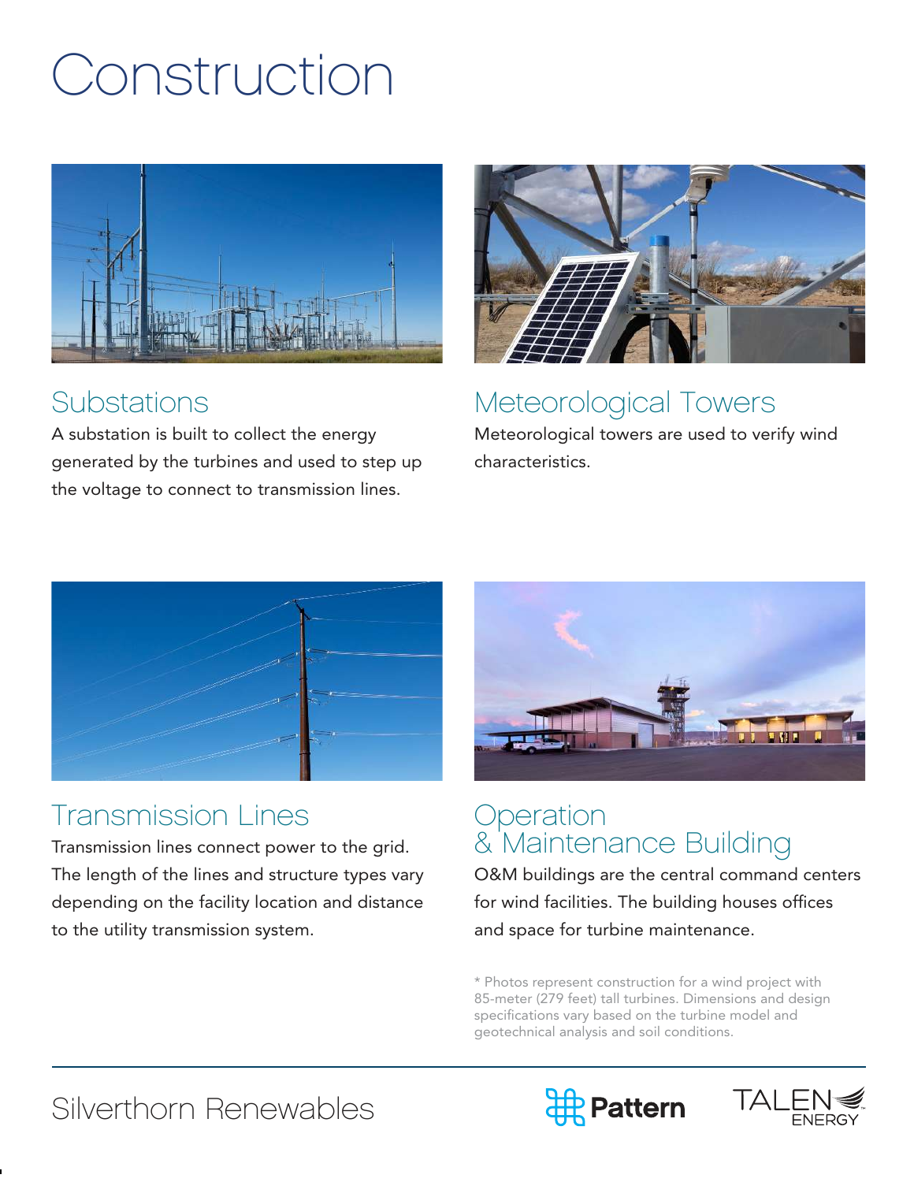# Construction

## Substations

A substation is built to collect the energy generated by the turbines and used to step up the voltage to connect to transmission lines.

## Meteorological Towers

Meteorological towers are used to verify wind characteristics.

## Transmission Lines

Transmission lines connect power to the grid. The length of the lines and structure types vary depending on the facility location and distance to the utility transmission system.

## Operation & Maintenance Building

O&M buildings are the central command centers for wind facilities. The building houses offices and space for turbine maintenance.

* Photos represent construction for a wind project with 85-meter (279 feet) tall turbines. Dimensions and design specifications vary based on the turbine model and geotechnical analysis and soil conditions.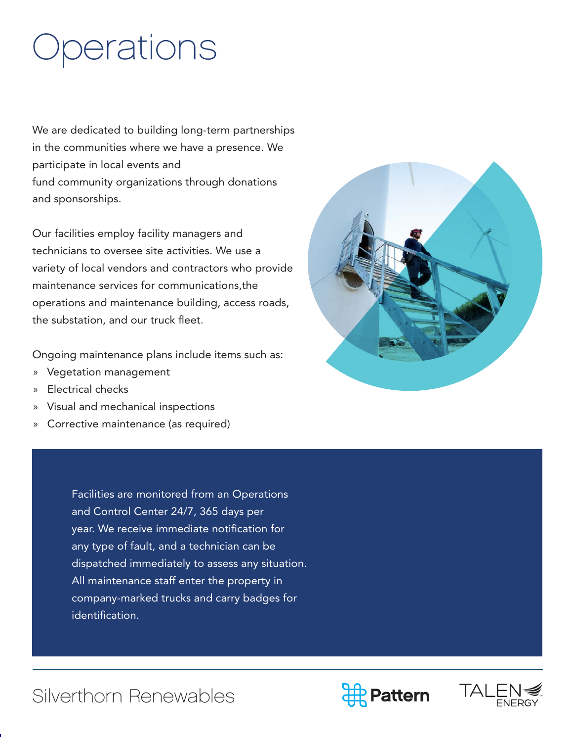# Operations

We are dedicated to building long-term partnerships in the communities where we have a presence. We participate in local events and fund community organizations through donations and sponsorships.

Our facilities employ facility managers and technicians to oversee site activities. We use a variety of local vendors and contractors who provide maintenance services for communications,the operations and maintenance building, access roads, the substation, and our truck fleet.

Ongoing maintenance plans include items such as:

- Vegetation management
- Electrical checks
- Visual and mechanical inspections
- Corrective maintenance (as required)

Facilities are monitored from an Operations and Control Center 24/7, 365 days per year. We receive immediate notification for any type of fault, and a technician can be dispatched immediately to assess any situation. All maintenance staff enter the property in company-marked trucks and carry badges for identification.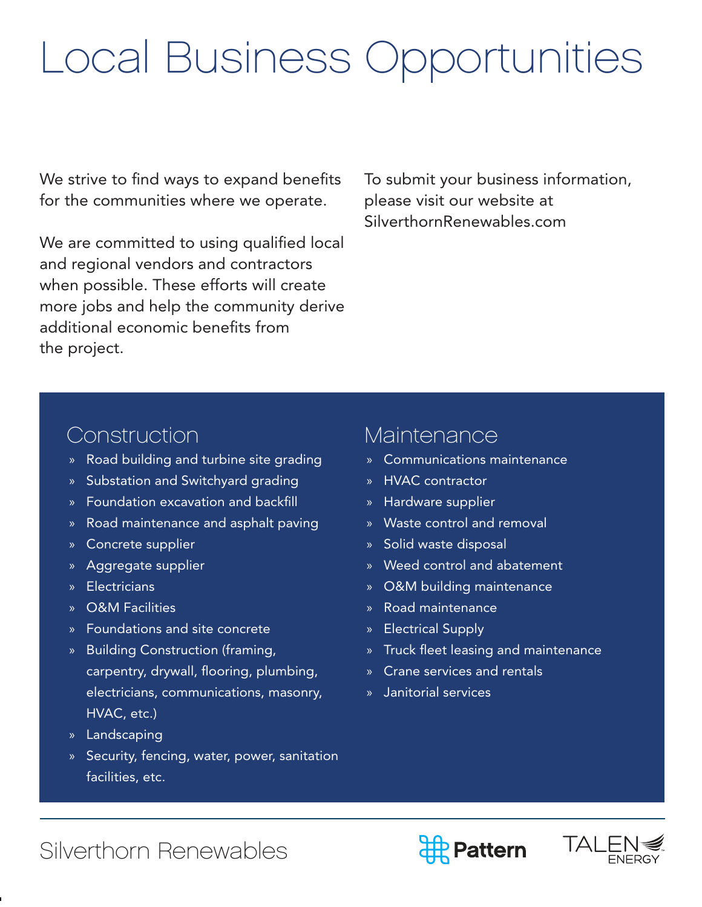# Local Business Opportunities

We strive to find ways to expand benefits for the communities where we operate.

We are committed to using qualified local and regional vendors and contractors when possible. These efforts will create more jobs and help the community derive additional economic benefits from the project.

To submit your business information, please visit our website at SilverthornRenewables.com

## Construction

- Road building and turbine site grading
- Substation and Switchyard grading
- Foundation excavation and backfill
- Road maintenance and asphalt paving
- Concrete supplier
- Aggregate supplier
- Electricians
- O&M Facilities
- Foundations and site concrete
- Building Construction (framing, carpentry, drywall, flooring, plumbing, electricians, communications, masonry, HVAC, etc.)
- Landscaping
- Security, fencing, water, power, sanitation facilities, etc.

## Maintenance

- Communications maintenance
- HVAC contractor
- Hardware supplier
- Waste control and removal
- Solid waste disposal
- Weed control and abatement
- O&M building maintenance
- Road maintenance
- Electrical Supply
- Truck fleet leasing and maintenance
- Crane services and rentals
- Janitorial services

Silverthorn Renewables

Pattern

TALEN ENERGY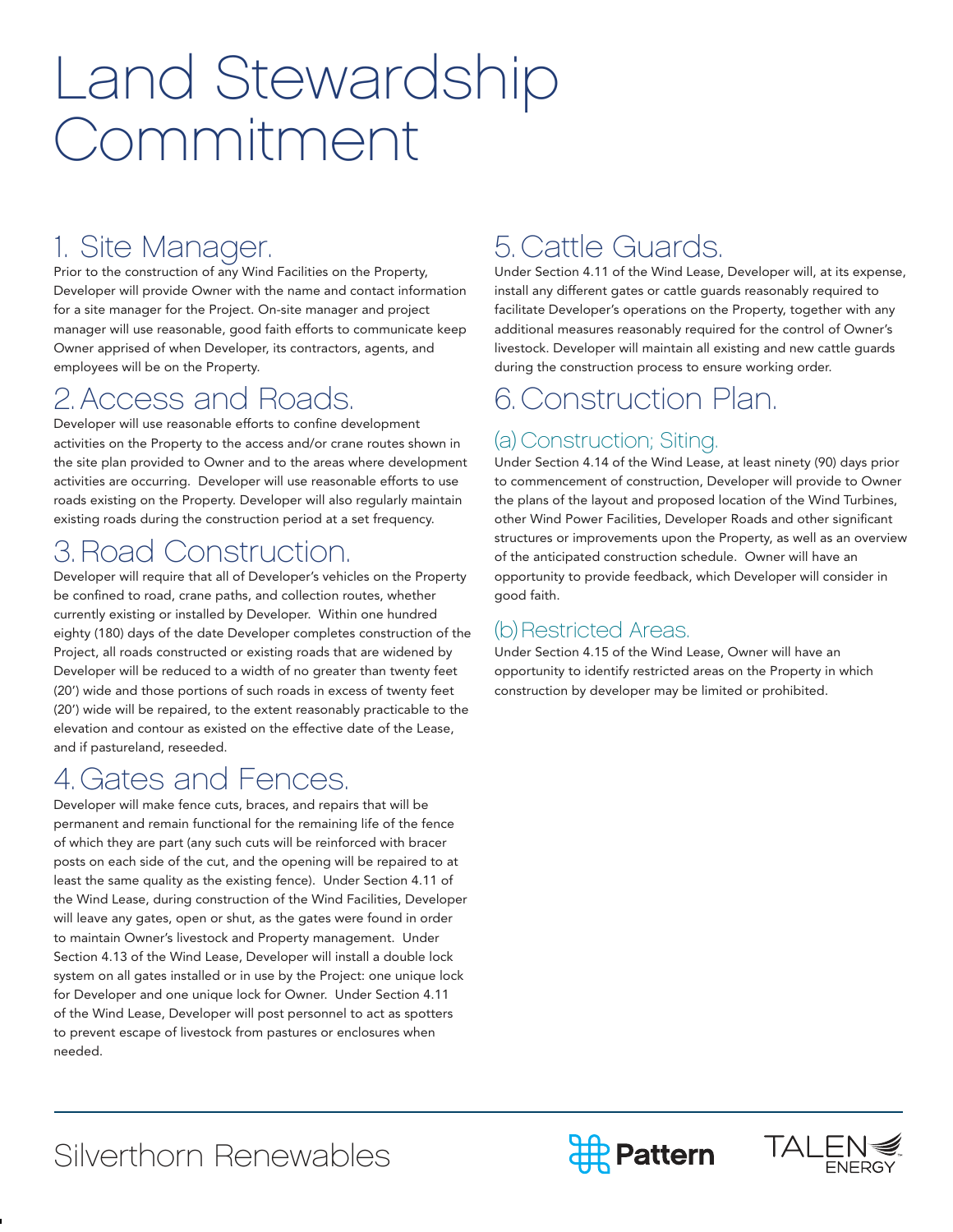# Land Stewardship Commitment

## 1. Site Manager.

Prior to the construction of any Wind Facilities on the Property, Developer will provide Owner with the name and contact information for a site manager for the Project. On-site manager and project manager will use reasonable, good faith efforts to communicate keep Owner apprised of when Developer, its contractors, agents, and employees will be on the Property.

## 2. Access and Roads.

Developer will use reasonable efforts to confine development activities on the Property to the access and/or crane routes shown in the site plan provided to Owner and to the areas where development activities are occurring. Developer will use reasonable efforts to use roads existing on the Property. Developer will also regularly maintain existing roads during the construction period at a set frequency.

## 3. Road Construction.

Developer will require that all of Developer's vehicles on the Property be confined to road, crane paths, and collection routes, whether currently existing or installed by Developer. Within one hundred eighty (180) days of the date Developer completes construction of the Project, all roads constructed or existing roads that are widened by Developer will be reduced to a width of no greater than twenty feet (20') wide and those portions of such roads in excess of twenty feet (20') wide will be repaired, to the extent reasonably practicable to the elevation and contour as existed on the effective date of the Lease, and if pastureland, reseeded.

## 4. Gates and Fences.

Developer will make fence cuts, braces, and repairs that will be permanent and remain functional for the remaining life of the fence of which they are part (any such cuts will be reinforced with bracer posts on each side of the cut, and the opening will be repaired to at least the same quality as the existing fence). Under Section 4.11 of the Wind Lease, during construction of the Wind Facilities, Developer will leave any gates, open or shut, as the gates were found in order to maintain Owner's livestock and Property management. Under Section 4.13 of the Wind Lease, Developer will install a double lock system on all gates installed or in use by the Project: one unique lock for Developer and one unique lock for Owner. Under Section 4.11 of the Wind Lease, Developer will post personnel to act as spotters to prevent escape of livestock from pastures or enclosures when needed.

## 5. Cattle Guards.

Under Section 4.11 of the Wind Lease, Developer will, at its expense, install any different gates or cattle guards reasonably required to facilitate Developer's operations on the Property, together with any additional measures reasonably required for the control of Owner's livestock. Developer will maintain all existing and new cattle guards during the construction process to ensure working order.

## 6. Construction Plan.

### (a) Construction; Siting.

Under Section 4.14 of the Wind Lease, at least ninety (90) days prior to commencement of construction, Developer will provide to Owner the plans of the layout and proposed location of the Wind Turbines, other Wind Power Facilities, Developer Roads and other significant structures or improvements upon the Property, as well as an overview of the anticipated construction schedule. Owner will have an opportunity to provide feedback, which Developer will consider in good faith.

### (b) Restricted Areas.

Under Section 4.15 of the Wind Lease, Owner will have an opportunity to identify restricted areas on the Property in which construction by developer may be limited or prohibited.

Silverthorn Renewables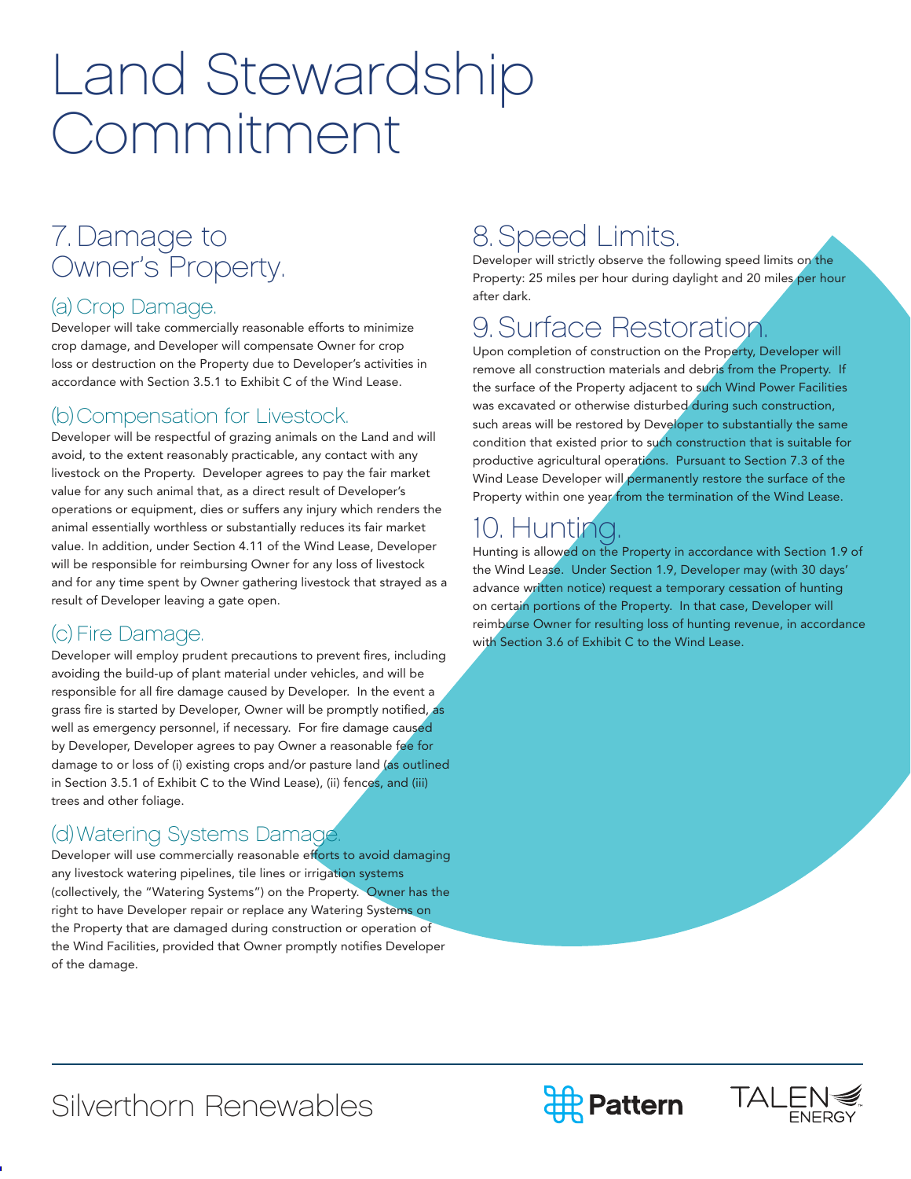# Land Stewardship Commitment

## 7. Damage to Owner's Property.

### (a) Crop Damage.

Developer will take commercially reasonable efforts to minimize crop damage, and Developer will compensate Owner for crop loss or destruction on the Property due to Developer's activities in accordance with Section 3.5.1 to Exhibit C of the Wind Lease.

### (b) Compensation for Livestock.

Developer will be respectful of grazing animals on the Land and will avoid, to the extent reasonably practicable, any contact with any livestock on the Property. Developer agrees to pay the fair market value for any such animal that, as a direct result of Developer's operations or equipment, dies or suffers any injury which renders the animal essentially worthless or substantially reduces its fair market value. In addition, under Section 4.11 of the Wind Lease, Developer will be responsible for reimbursing Owner for any loss of livestock and for any time spent by Owner gathering livestock that strayed as a result of Developer leaving a gate open.

### (c) Fire Damage.

Developer will employ prudent precautions to prevent fires, including avoiding the build-up of plant material under vehicles, and will be responsible for all fire damage caused by Developer. In the event a grass fire is started by Developer, Owner will be promptly notified, as well as emergency personnel, if necessary. For fire damage caused by Developer, Developer agrees to pay Owner a reasonable fee for damage to or loss of (i) existing crops and/or pasture land (as outlined in Section 3.5.1 of Exhibit C to the Wind Lease), (ii) fences, and (iii) trees and other foliage.

### (d) Watering Systems Damage.

Developer will use commercially reasonable efforts to avoid damaging any livestock watering pipelines, tile lines or irrigation systems (collectively, the "Watering Systems") on the Property. Owner has the right to have Developer repair or replace any Watering Systems on the Property that are damaged during construction or operation of the Wind Facilities, provided that Owner promptly notifies Developer of the damage.

## 8. Speed Limits.

Developer will strictly observe the following speed limits on the Property: 25 miles per hour during daylight and 20 miles per hour after dark.

## 9. Surface Restoration.

Upon completion of construction on the Property, Developer will remove all construction materials and debris from the Property. If the surface of the Property adjacent to such Wind Power Facilities was excavated or otherwise disturbed during such construction, such areas will be restored by Developer to substantially the same condition that existed prior to such construction that is suitable for productive agricultural operations. Pursuant to Section 7.3 of the Wind Lease Developer will permanently restore the surface of the Property within one year from the termination of the Wind Lease.

## 10. Hunting.

Hunting is allowed on the Property in accordance with Section 1.9 of the Wind Lease. Under Section 1.9, Developer may (with 30 days' advance written notice) request a temporary cessation of hunting on certain portions of the Property. In that case, Developer will reimburse Owner for resulting loss of hunting revenue, in accordance with Section 3.6 of Exhibit C to the Wind Lease.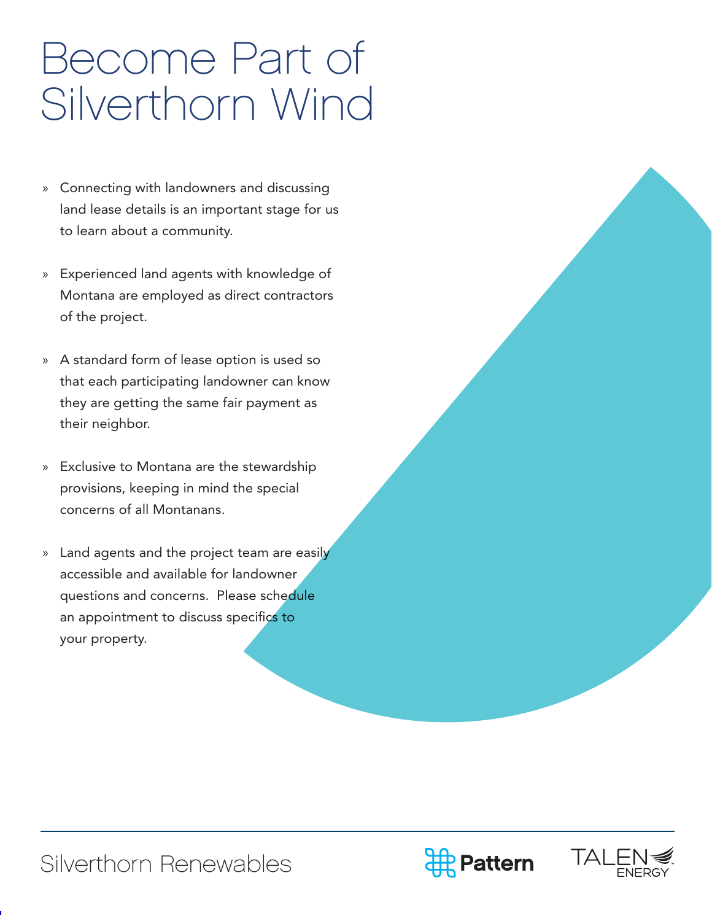# Become Part of Silverthorn Wind

- Connecting with landowners and discussing land lease details is an important stage for us to learn about a community.
- Experienced land agents with knowledge of Montana are employed as direct contractors of the project.
- A standard form of lease option is used so that each participating landowner can know they are getting the same fair payment as their neighbor.
- Exclusive to Montana are the stewardship provisions, keeping in mind the special concerns of all Montanans.
- Land agents and the project team are easily accessible and available for landowner questions and concerns. Please schedule an appointment to discuss specifics to your property.

Silverthorn Renewables

Pattern

TALEN ENERGY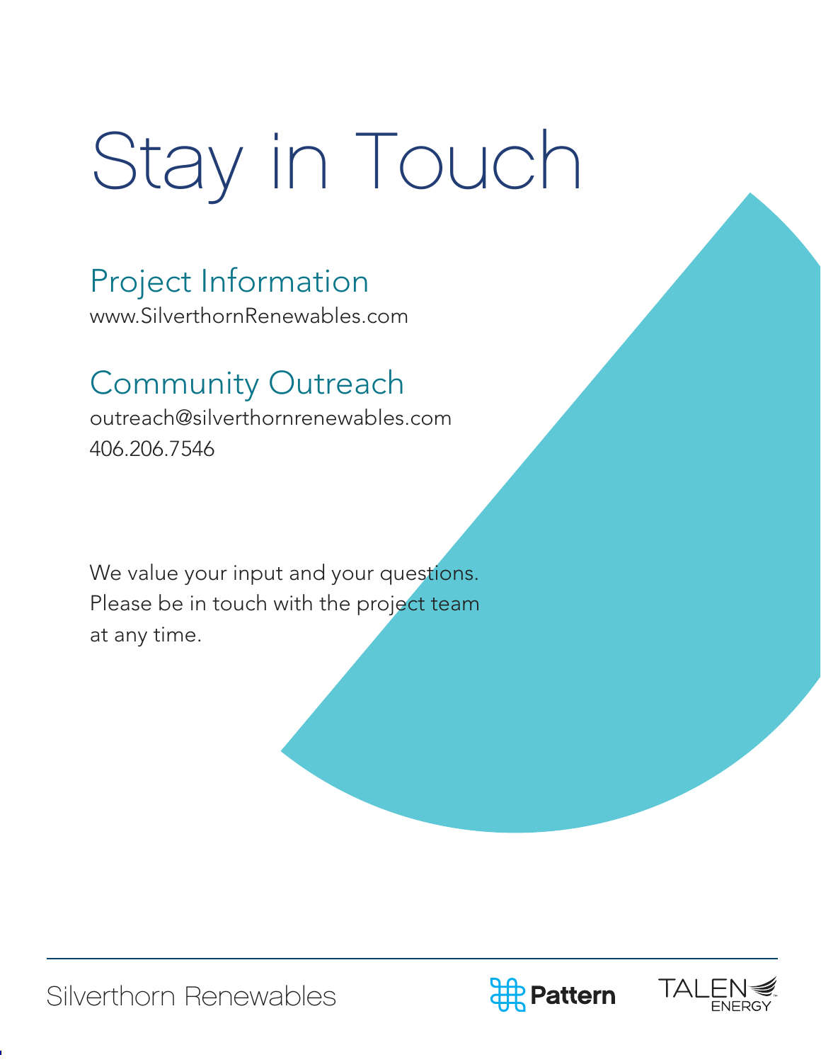# Stay in Touch

## Project Information

www.SilverthornRenewables.com

## Community Outreach

outreach@silverthornrenewables.com
406.206.7546

We value your input and your questions. Please be in touch with the project team at any time.

Silverthorn Renewables

Pattern

TALEN ENERGY